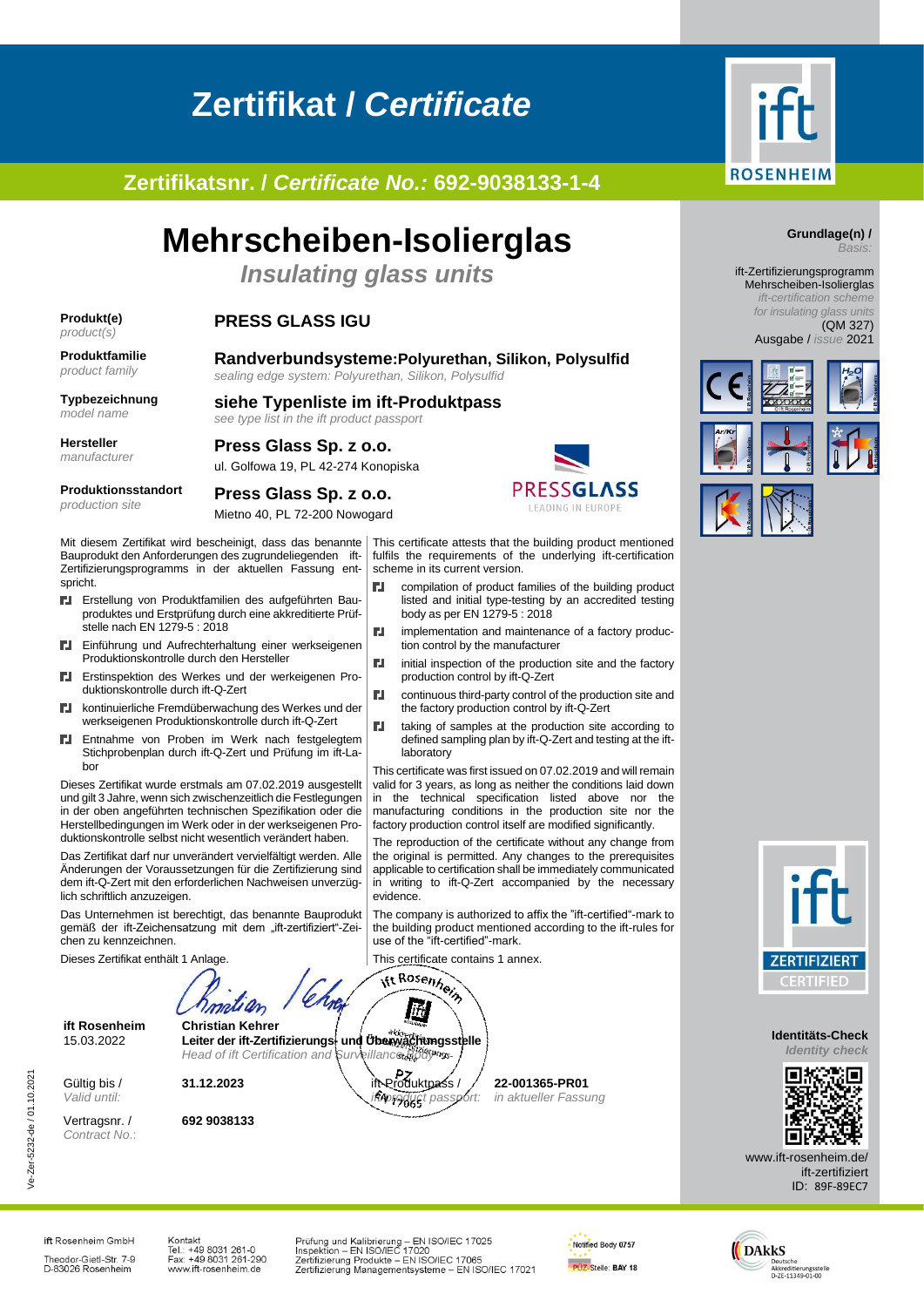# Zertifikat / *Certificate*

## Zertifikatsnr. / *Certificate No.:* 692-9038133-1-4

# Mehrscheiben-Isolierglas

## *Insulating glass units*

**Grundlage(n) /** *Basis:*

ift-Zertifizierungsprogramm Mehrscheiben-Isolierglas
*ift-certification scheme for insulating glass units*
(QM 327)
Ausgabe / *issue* 2021

| | |
|---|---|
| **Produkt(e)** *product(s)* | **PRESS GLASS IGU** |
| **Produktfamilie** *product family* | **Randverbundsysteme:Polyurethan, Silikon, Polysulfid** *sealing edge system: Polyurethan, Silikon, Polysulfid* |
| **Typbezeichnung** *model name* | **siehe Typenliste im ift-Produktpass** *see type list in the ift product passport* |
| **Hersteller** *manufacturer* | **Press Glass Sp. z o.o.** ul. Golfowa 19, PL 42-274 Konopiska |
| **Produktionsstandort** *production site* | **Press Glass Sp. z o.o.** Mietno 40, PL 72-200 Nowogard |

PRESSGLASS LEADING IN EUROPE

Mit diesem Zertifikat wird bescheinigt, dass das benannte Bauprodukt den Anforderungen des zugrundeliegenden ift-Zertifizierungsprogramms in der aktuellen Fassung entspricht.

- Erstellung von Produktfamilien des aufgeführten Bauproduktes und Erstprüfung durch eine akkreditierte Prüfstelle nach EN 1279-5 : 2018
- Einführung und Aufrechterhaltung einer werkseigenen Produktionskontrolle durch den Hersteller
- Erstinspektion des Werkes und der werkeigenen Produktionskontrolle durch ift-Q-Zert
- kontinuierliche Fremdüberwachung des Werkes und der werkseigenen Produktionskontrolle durch ift-Q-Zert
- Entnahme von Proben im Werk nach festgelegtem Stichprobenplan durch ift-Q-Zert und Prüfung im ift-Labor

Dieses Zertifikat wurde erstmals am 07.02.2019 ausgestellt und gilt 3 Jahre, wenn sich zwischenzeitlich die Festlegungen in der oben angeführten technischen Spezifikation oder die Herstellbedingungen im Werk oder in der werkseigenen Produktionskontrolle selbst nicht wesentlich verändert haben.

Das Zertifikat darf nur unverändert vervielfältigt werden. Alle Änderungen der Voraussetzungen für die Zertifizierung sind dem ift-Q-Zert mit den erforderlichen Nachweisen unverzüglich schriftlich anzuzeigen.

Das Unternehmen ist berechtigt, das benannte Bauprodukt gemäß der ift-Zeichensatzung mit dem „ift-zertifiziert"-Zeichen zu kennzeichnen.

Dieses Zertifikat enthält 1 Anlage.

This certificate attests that the building product mentioned fulfils the requirements of the underlying ift-certification scheme in its current version.

- compilation of product families of the building product listed and initial type-testing by an accredited testing body as per EN 1279-5 : 2018
- implementation and maintenance of a factory production control by the manufacturer
- initial inspection of the production site and the factory production control by ift-Q-Zert
- continuous third-party control of the production site and the factory production control by ift-Q-Zert
- taking of samples at the production site according to defined sampling plan by ift-Q-Zert and testing at the ift-laboratory

This certificate was first issued on 07.02.2019 and will remain valid for 3 years, as long as neither the conditions laid down in the technical specification listed above nor the manufacturing conditions in the production site nor the factory production control itself are modified significantly.

The reproduction of the certificate without any change from the original is permitted. Any changes to the prerequisites applicable to certification shall be immediately communicated in writing to ift-Q-Zert accompanied by the necessary evidence.

The company is authorized to affix the "ift-certified"-mark to the building product mentioned according to the ift-rules for use of the "ift-certified"-mark.

This certificate contains 1 annex.

**ift Rosenheim**
15.03.2022

**Christian Kehrer**
**Leiter der ift-Zertifizierungs- und Überwachungsstelle**
*Head of ift Certification and Surveillance Body*

| | | | |
|---|---|---|---|
| Gültig bis / *Valid until:* | **31.12.2023** | ift-Produktpass / *ift product passport:* | **22-001365-PR01** *in aktueller Fassung* |
| Vertragsnr. / *Contract No.:* | **692 9038133** | | |

ift ZERTIFIZIERT CERTIFIED

**Identitäts-Check** *Identity check*

www.ift-rosenheim.de/ift-zertifiziert
ID: 89F-89EC7

Ve-Zer-5232-de / 01.10.2021

ift Rosenheim GmbH
Theodor-Gietl-Str. 7-9
D-83026 Rosenheim

Kontakt
Tel.: +49 8031 261-0
Fax: +49 8031 261-290
www.ift-rosenheim.de

Prüfung und Kalibrierung – EN ISO/IEC 17025
Inspektion – EN ISO/IEC 17020
Zertifizierung Produkte – EN ISO/IEC 17065
Zertifizierung Managementsysteme – EN ISO/IEC 17021

Notified Body 0757
PÜZ-Stelle: BAY 18

DAkkS Deutsche Akkreditierungsstelle D-ZE-11349-01-00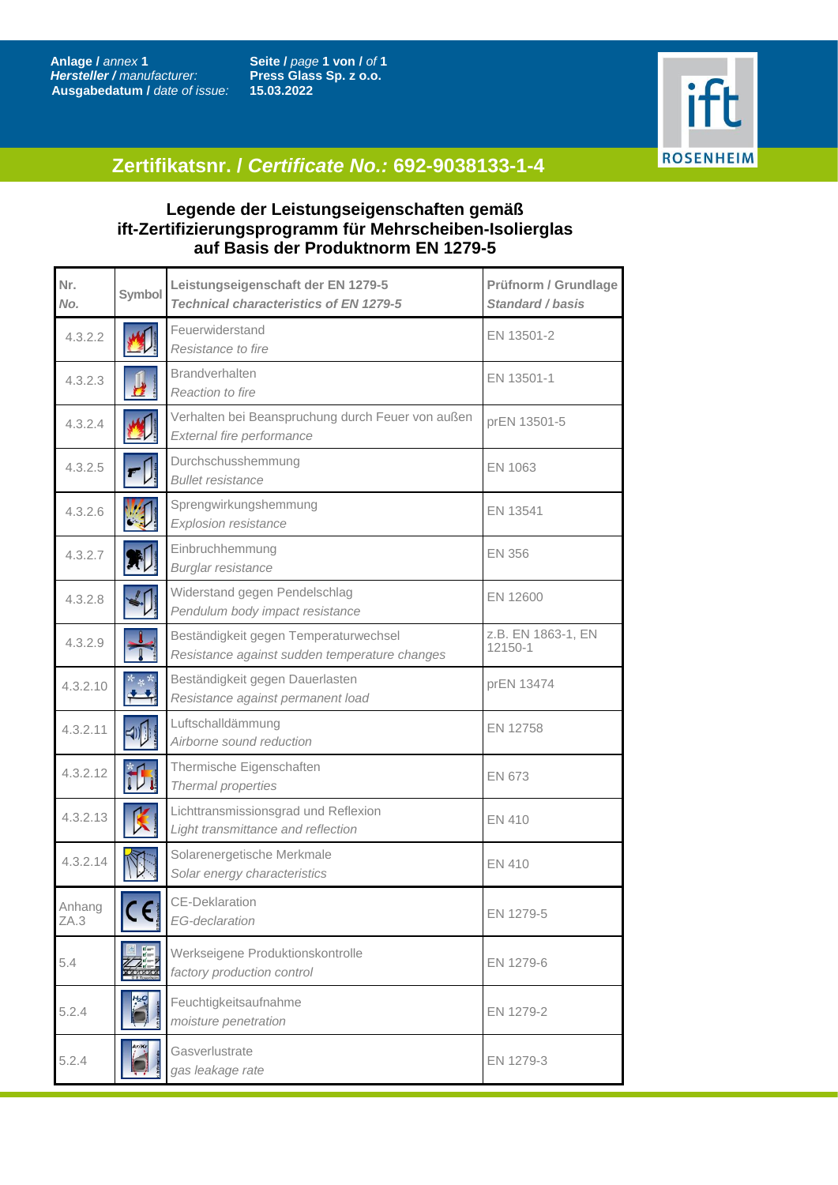**Anlage /** *annex* **1**
***Hersteller /*** *manufacturer:* **Press Glass Sp. z o.o.**
**Ausgabedatum /** *date of issue:* **15.03.2022**

## Zertifikatsnr. / *Certificate No.:* 692-9038133-1-4

### Legende der Leistungseigenschaften gemäß ift-Zertifizierungsprogramm für Mehrscheiben-Isolierglas auf Basis der Produktnorm EN 1279-5

| Nr. *No.* | Symbol | Leistungseigenschaft der EN 1279-5 *Technical characteristics of EN 1279-5* | Prüfnorm / Grundlage *Standard / basis* |
|---|---|---|---|
| 4.3.2.2 | | Feuerwiderstand *Resistance to fire* | EN 13501-2 |
| 4.3.2.3 | | Brandverhalten *Reaction to fire* | EN 13501-1 |
| 4.3.2.4 | | Verhalten bei Beanspruchung durch Feuer von außen *External fire performance* | prEN 13501-5 |
| 4.3.2.5 | | Durchschusshemmung *Bullet resistance* | EN 1063 |
| 4.3.2.6 | | Sprengwirkungshemmung *Explosion resistance* | EN 13541 |
| 4.3.2.7 | | Einbruchhemmung *Burglar resistance* | EN 356 |
| 4.3.2.8 | | Widerstand gegen Pendelschlag *Pendulum body impact resistance* | EN 12600 |
| 4.3.2.9 | | Beständigkeit gegen Temperaturwechsel *Resistance against sudden temperature changes* | z.B. EN 1863-1, EN 12150-1 |
| 4.3.2.10 | | Beständigkeit gegen Dauerlasten *Resistance against permanent load* | prEN 13474 |
| 4.3.2.11 | | Luftschalldämmung *Airborne sound reduction* | EN 12758 |
| 4.3.2.12 | | Thermische Eigenschaften *Thermal properties* | EN 673 |
| 4.3.2.13 | | Lichttransmissionsgrad und Reflexion *Light transmittance and reflection* | EN 410 |
| 4.3.2.14 | | Solarenergetische Merkmale *Solar energy characteristics* | EN 410 |
| Anhang ZA.3 | CE | CE-Deklaration *EG-declaration* | EN 1279-5 |
| 5.4 | | Werkseigene Produktionskontrolle *factory production control* | EN 1279-6 |
| 5.2.4 | | Feuchtigkeitsaufnahme *moisture penetration* | EN 1279-2 |
| 5.2.4 | | Gasverlustrate *gas leakage rate* | EN 1279-3 |